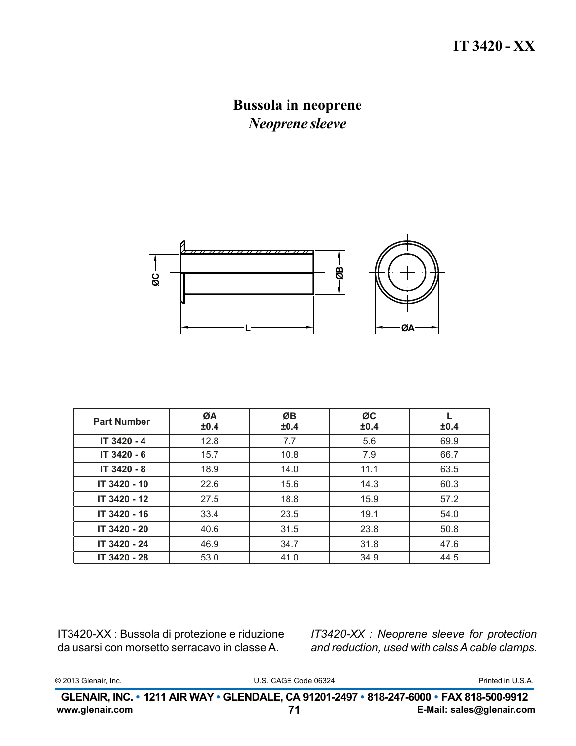# IT 3420 - XX

## Bussola in neoprene
### *Neoprene sleeve*

| Part Number | ØA ±0.4 | ØB ±0.4 | ØC ±0.4 | L ±0.4 |
|---|---|---|---|---|
| IT 3420 - 4 | 12.8 | 7.7 | 5.6 | 69.9 |
| IT 3420 - 6 | 15.7 | 10.8 | 7.9 | 66.7 |
| IT 3420 - 8 | 18.9 | 14.0 | 11.1 | 63.5 |
| IT 3420 - 10 | 22.6 | 15.6 | 14.3 | 60.3 |
| IT 3420 - 12 | 27.5 | 18.8 | 15.9 | 57.2 |
| IT 3420 - 16 | 33.4 | 23.5 | 19.1 | 54.0 |
| IT 3420 - 20 | 40.6 | 31.5 | 23.8 | 50.8 |
| IT 3420 - 24 | 46.9 | 34.7 | 31.8 | 47.6 |
| IT 3420 - 28 | 53.0 | 41.0 | 34.9 | 44.5 |

IT3420-XX : Bussola di protezione e riduzione da usarsi con morsetto serracavo in classe A.

*IT3420-XX : Neoprene sleeve for protection and reduction, used with calss A cable clamps.*

© 2013 Glenair, Inc. U.S. CAGE Code 06324 Printed in U.S.A.

**GLENAIR, INC. • 1211 AIR WAY • GLENDALE, CA 91201-2497 • 818-247-6000 • FAX 818-500-9912**
**www.glenair.com** **E-Mail: sales@glenair.com**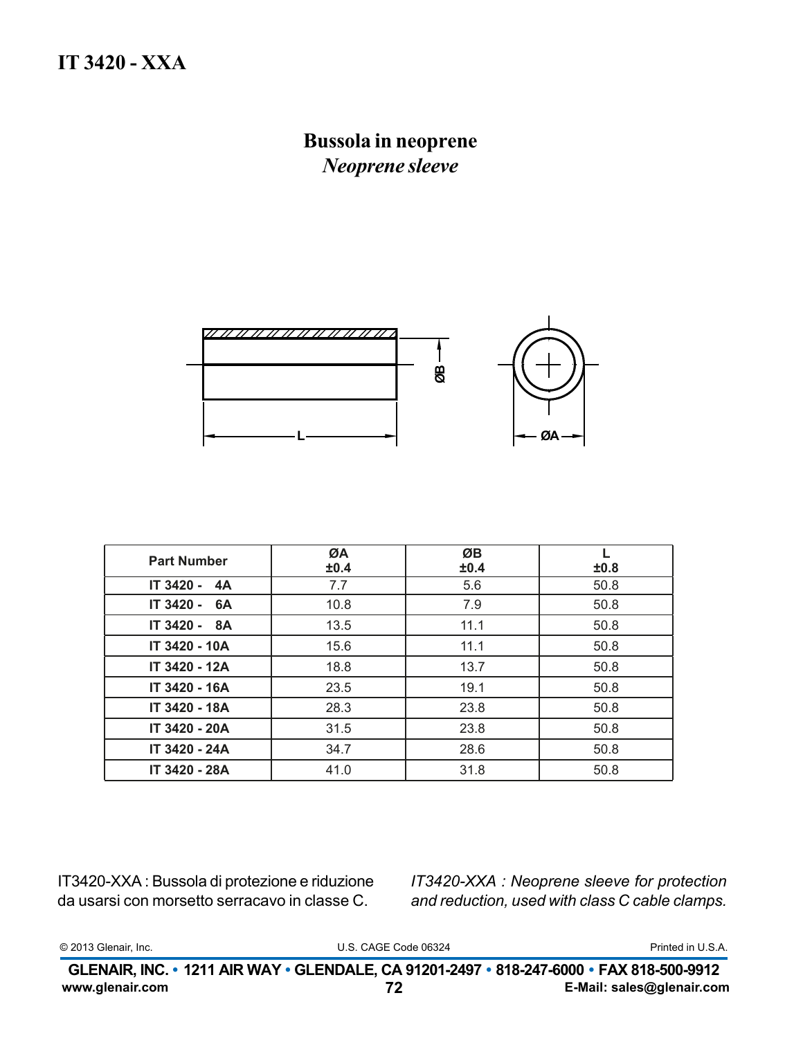# IT 3420 - XXA

## Bussola in neoprene

*Neoprene sleeve*

| Part Number | ØA ±0.4 | ØB ±0.4 | L ±0.8 |
|---|---|---|---|
| **IT 3420 - 4A** | 7.7 | 5.6 | 50.8 |
| **IT 3420 - 6A** | 10.8 | 7.9 | 50.8 |
| **IT 3420 - 8A** | 13.5 | 11.1 | 50.8 |
| **IT 3420 - 10A** | 15.6 | 11.1 | 50.8 |
| **IT 3420 - 12A** | 18.8 | 13.7 | 50.8 |
| **IT 3420 - 16A** | 23.5 | 19.1 | 50.8 |
| **IT 3420 - 18A** | 28.3 | 23.8 | 50.8 |
| **IT 3420 - 20A** | 31.5 | 23.8 | 50.8 |
| **IT 3420 - 24A** | 34.7 | 28.6 | 50.8 |
| **IT 3420 - 28A** | 41.0 | 31.8 | 50.8 |

IT3420-XXA : Bussola di protezione e riduzione da usarsi con morsetto serracavo in classe C.

*IT3420-XXA : Neoprene sleeve for protection and reduction, used with class C cable clamps.*

© 2013 Glenair, Inc. U.S. CAGE Code 06324 Printed in U.S.A.

**GLENAIR, INC. • 1211 AIR WAY • GLENDALE, CA 91201-2497 • 818-247-6000 • FAX 818-500-9912**

**www.glenair.com** **E-Mail: sales@glenair.com**